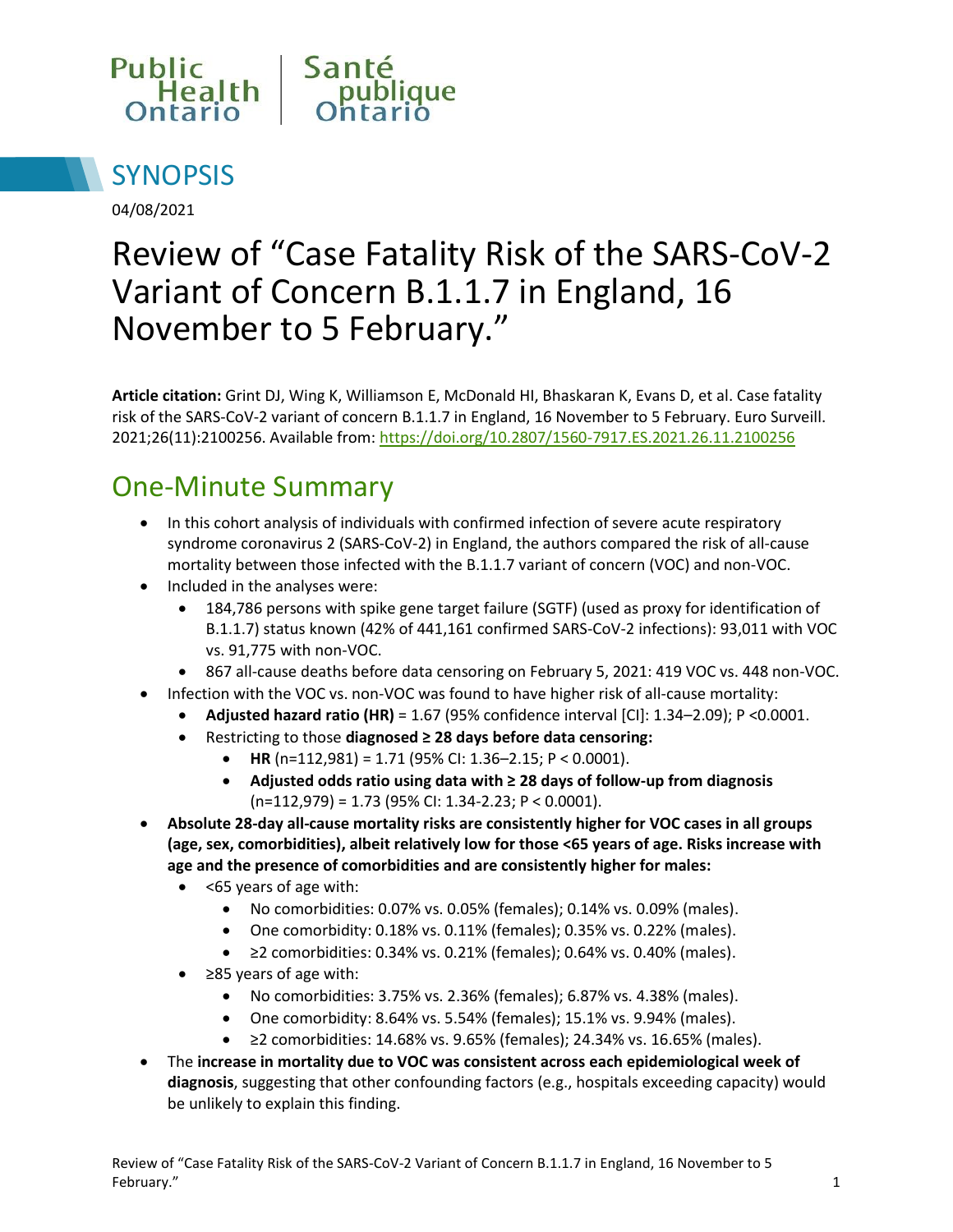Public Health Ontario | Santé publique Ontario

# SYNOPSIS

04/08/2021

# Review of "Case Fatality Risk of the SARS-CoV-2 Variant of Concern B.1.1.7 in England, 16 November to 5 February."

**Article citation:** Grint DJ, Wing K, Williamson E, McDonald HI, Bhaskaran K, Evans D, et al. Case fatality risk of the SARS-CoV-2 variant of concern B.1.1.7 in England, 16 November to 5 February. Euro Surveill. 2021;26(11):2100256. Available from: https://doi.org/10.2807/1560-7917.ES.2021.26.11.2100256

## One-Minute Summary

- In this cohort analysis of individuals with confirmed infection of severe acute respiratory syndrome coronavirus 2 (SARS-CoV-2) in England, the authors compared the risk of all-cause mortality between those infected with the B.1.1.7 variant of concern (VOC) and non-VOC.
- Included in the analyses were:
  - 184,786 persons with spike gene target failure (SGTF) (used as proxy for identification of B.1.1.7) status known (42% of 441,161 confirmed SARS-CoV-2 infections): 93,011 with VOC vs. 91,775 with non-VOC.
  - 867 all-cause deaths before data censoring on February 5, 2021: 419 VOC vs. 448 non-VOC.
- Infection with the VOC vs. non-VOC was found to have higher risk of all-cause mortality:
  - **Adjusted hazard ratio (HR)** = 1.67 (95% confidence interval [CI]: 1.34–2.09); P <0.0001.
  - Restricting to those **diagnosed ≥ 28 days before data censoring:**
    - **HR** (n=112,981) = 1.71 (95% CI: 1.36–2.15; P < 0.0001).
    - **Adjusted odds ratio using data with ≥ 28 days of follow-up from diagnosis** (n=112,979) = 1.73 (95% CI: 1.34-2.23; P < 0.0001).
- **Absolute 28-day all-cause mortality risks are consistently higher for VOC cases in all groups (age, sex, comorbidities), albeit relatively low for those <65 years of age. Risks increase with age and the presence of comorbidities and are consistently higher for males:**
  - <65 years of age with:
    - No comorbidities: 0.07% vs. 0.05% (females); 0.14% vs. 0.09% (males).
    - One comorbidity: 0.18% vs. 0.11% (females); 0.35% vs. 0.22% (males).
    - ≥2 comorbidities: 0.34% vs. 0.21% (females); 0.64% vs. 0.40% (males).
  - ≥85 years of age with:
    - No comorbidities: 3.75% vs. 2.36% (females); 6.87% vs. 4.38% (males).
    - One comorbidity: 8.64% vs. 5.54% (females); 15.1% vs. 9.94% (males).
    - ≥2 comorbidities: 14.68% vs. 9.65% (females); 24.34% vs. 16.65% (males).
- The **increase in mortality due to VOC was consistent across each epidemiological week of diagnosis**, suggesting that other confounding factors (e.g., hospitals exceeding capacity) would be unlikely to explain this finding.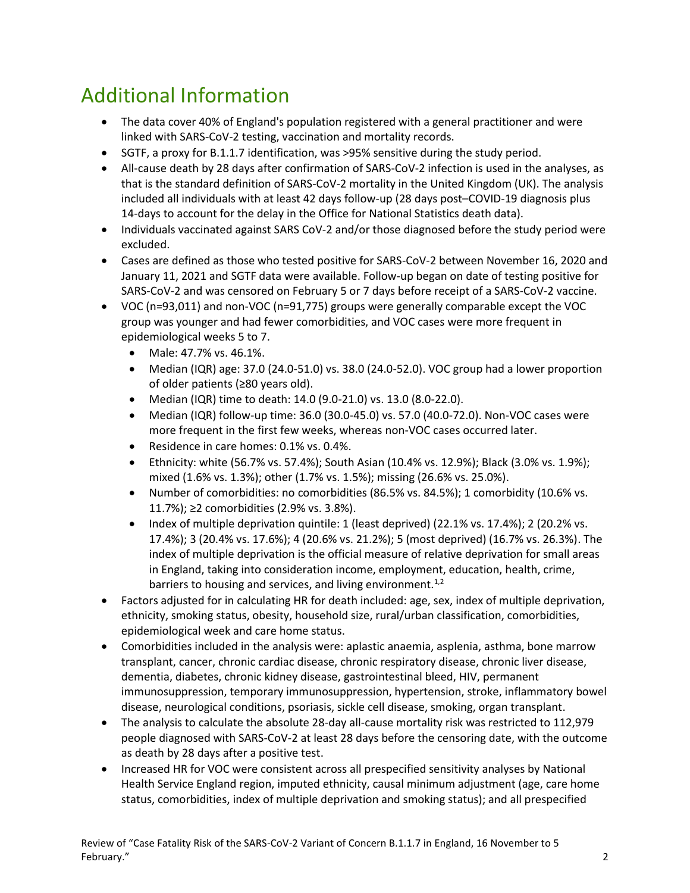# Additional Information

- The data cover 40% of England's population registered with a general practitioner and were linked with SARS-CoV-2 testing, vaccination and mortality records.
- SGTF, a proxy for B.1.1.7 identification, was >95% sensitive during the study period.
- All-cause death by 28 days after confirmation of SARS-CoV-2 infection is used in the analyses, as that is the standard definition of SARS-CoV-2 mortality in the United Kingdom (UK). The analysis included all individuals with at least 42 days follow-up (28 days post–COVID-19 diagnosis plus 14-days to account for the delay in the Office for National Statistics death data).
- Individuals vaccinated against SARS CoV-2 and/or those diagnosed before the study period were excluded.
- Cases are defined as those who tested positive for SARS-CoV-2 between November 16, 2020 and January 11, 2021 and SGTF data were available. Follow-up began on date of testing positive for SARS-CoV-2 and was censored on February 5 or 7 days before receipt of a SARS-CoV-2 vaccine.
- VOC (n=93,011) and non-VOC (n=91,775) groups were generally comparable except the VOC group was younger and had fewer comorbidities, and VOC cases were more frequent in epidemiological weeks 5 to 7.
  - Male: 47.7% vs. 46.1%.
  - Median (IQR) age: 37.0 (24.0-51.0) vs. 38.0 (24.0-52.0). VOC group had a lower proportion of older patients (≥80 years old).
  - Median (IQR) time to death: 14.0 (9.0-21.0) vs. 13.0 (8.0-22.0).
  - Median (IQR) follow-up time: 36.0 (30.0-45.0) vs. 57.0 (40.0-72.0). Non-VOC cases were more frequent in the first few weeks, whereas non-VOC cases occurred later.
  - Residence in care homes: 0.1% vs. 0.4%.
  - Ethnicity: white (56.7% vs. 57.4%); South Asian (10.4% vs. 12.9%); Black (3.0% vs. 1.9%); mixed (1.6% vs. 1.3%); other (1.7% vs. 1.5%); missing (26.6% vs. 25.0%).
  - Number of comorbidities: no comorbidities (86.5% vs. 84.5%); 1 comorbidity (10.6% vs. 11.7%); ≥2 comorbidities (2.9% vs. 3.8%).
  - Index of multiple deprivation quintile: 1 (least deprived) (22.1% vs. 17.4%); 2 (20.2% vs. 17.4%); 3 (20.4% vs. 17.6%); 4 (20.6% vs. 21.2%); 5 (most deprived) (16.7% vs. 26.3%). The index of multiple deprivation is the official measure of relative deprivation for small areas in England, taking into consideration income, employment, education, health, crime, barriers to housing and services, and living environment.[1,2]
- Factors adjusted for in calculating HR for death included: age, sex, index of multiple deprivation, ethnicity, smoking status, obesity, household size, rural/urban classification, comorbidities, epidemiological week and care home status.
- Comorbidities included in the analysis were: aplastic anaemia, asplenia, asthma, bone marrow transplant, cancer, chronic cardiac disease, chronic respiratory disease, chronic liver disease, dementia, diabetes, chronic kidney disease, gastrointestinal bleed, HIV, permanent immunosuppression, temporary immunosuppression, hypertension, stroke, inflammatory bowel disease, neurological conditions, psoriasis, sickle cell disease, smoking, organ transplant.
- The analysis to calculate the absolute 28-day all-cause mortality risk was restricted to 112,979 people diagnosed with SARS-CoV-2 at least 28 days before the censoring date, with the outcome as death by 28 days after a positive test.
- Increased HR for VOC were consistent across all prespecified sensitivity analyses by National Health Service England region, imputed ethnicity, causal minimum adjustment (age, care home status, comorbidities, index of multiple deprivation and smoking status); and all prespecified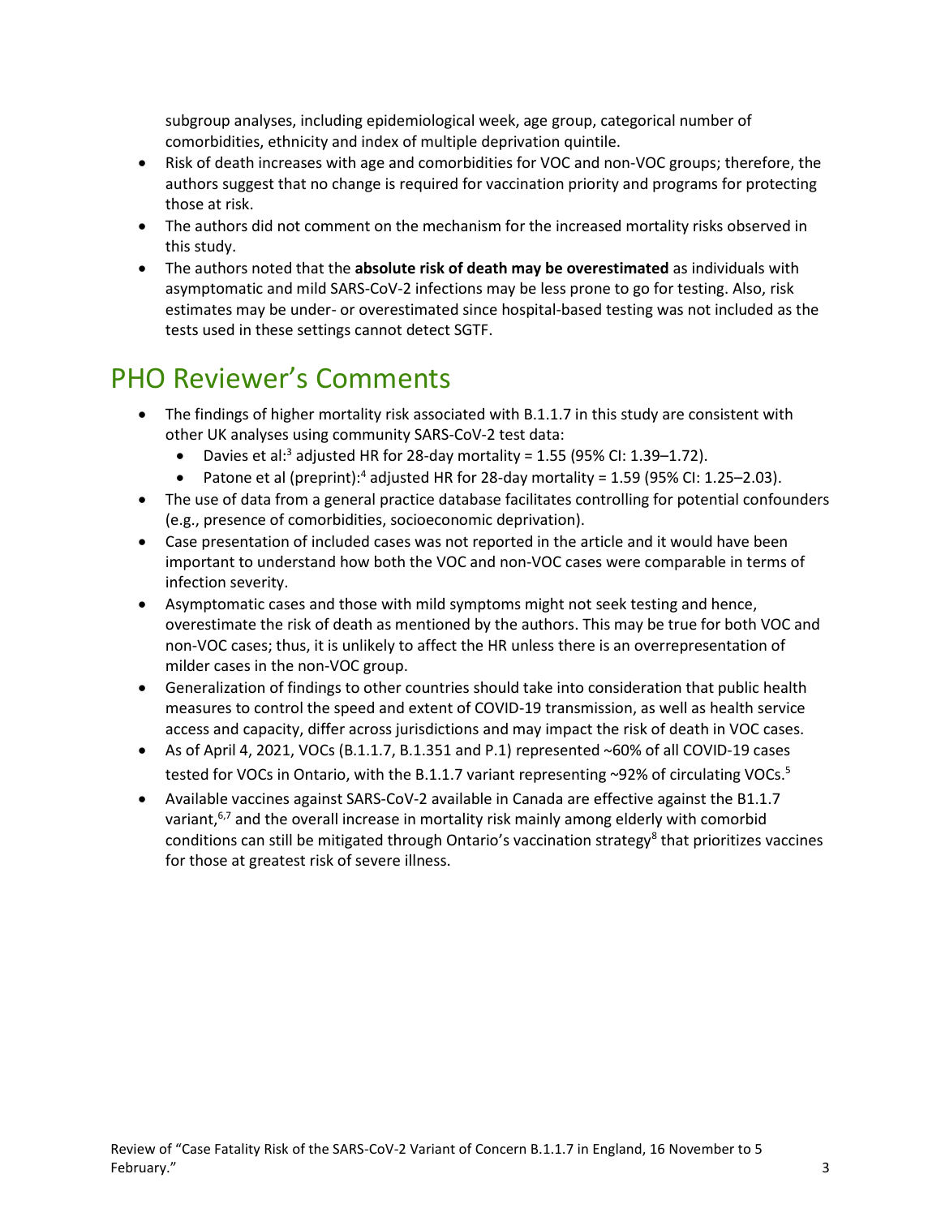subgroup analyses, including epidemiological week, age group, categorical number of comorbidities, ethnicity and index of multiple deprivation quintile.

- Risk of death increases with age and comorbidities for VOC and non-VOC groups; therefore, the authors suggest that no change is required for vaccination priority and programs for protecting those at risk.
- The authors did not comment on the mechanism for the increased mortality risks observed in this study.
- The authors noted that the **absolute risk of death may be overestimated** as individuals with asymptomatic and mild SARS-CoV-2 infections may be less prone to go for testing. Also, risk estimates may be under- or overestimated since hospital-based testing was not included as the tests used in these settings cannot detect SGTF.

## PHO Reviewer's Comments

- The findings of higher mortality risk associated with B.1.1.7 in this study are consistent with other UK analyses using community SARS-CoV-2 test data:
  - Davies et al:[3] adjusted HR for 28-day mortality = 1.55 (95% CI: 1.39–1.72).
  - Patone et al (preprint):[4] adjusted HR for 28-day mortality = 1.59 (95% CI: 1.25–2.03).
- The use of data from a general practice database facilitates controlling for potential confounders (e.g., presence of comorbidities, socioeconomic deprivation).
- Case presentation of included cases was not reported in the article and it would have been important to understand how both the VOC and non-VOC cases were comparable in terms of infection severity.
- Asymptomatic cases and those with mild symptoms might not seek testing and hence, overestimate the risk of death as mentioned by the authors. This may be true for both VOC and non-VOC cases; thus, it is unlikely to affect the HR unless there is an overrepresentation of milder cases in the non-VOC group.
- Generalization of findings to other countries should take into consideration that public health measures to control the speed and extent of COVID-19 transmission, as well as health service access and capacity, differ across jurisdictions and may impact the risk of death in VOC cases.
- As of April 4, 2021, VOCs (B.1.1.7, B.1.351 and P.1) represented ~60% of all COVID-19 cases tested for VOCs in Ontario, with the B.1.1.7 variant representing ~92% of circulating VOCs.[5]
- Available vaccines against SARS-CoV-2 available in Canada are effective against the B1.1.7 variant,[6,7] and the overall increase in mortality risk mainly among elderly with comorbid conditions can still be mitigated through Ontario's vaccination strategy[8] that prioritizes vaccines for those at greatest risk of severe illness.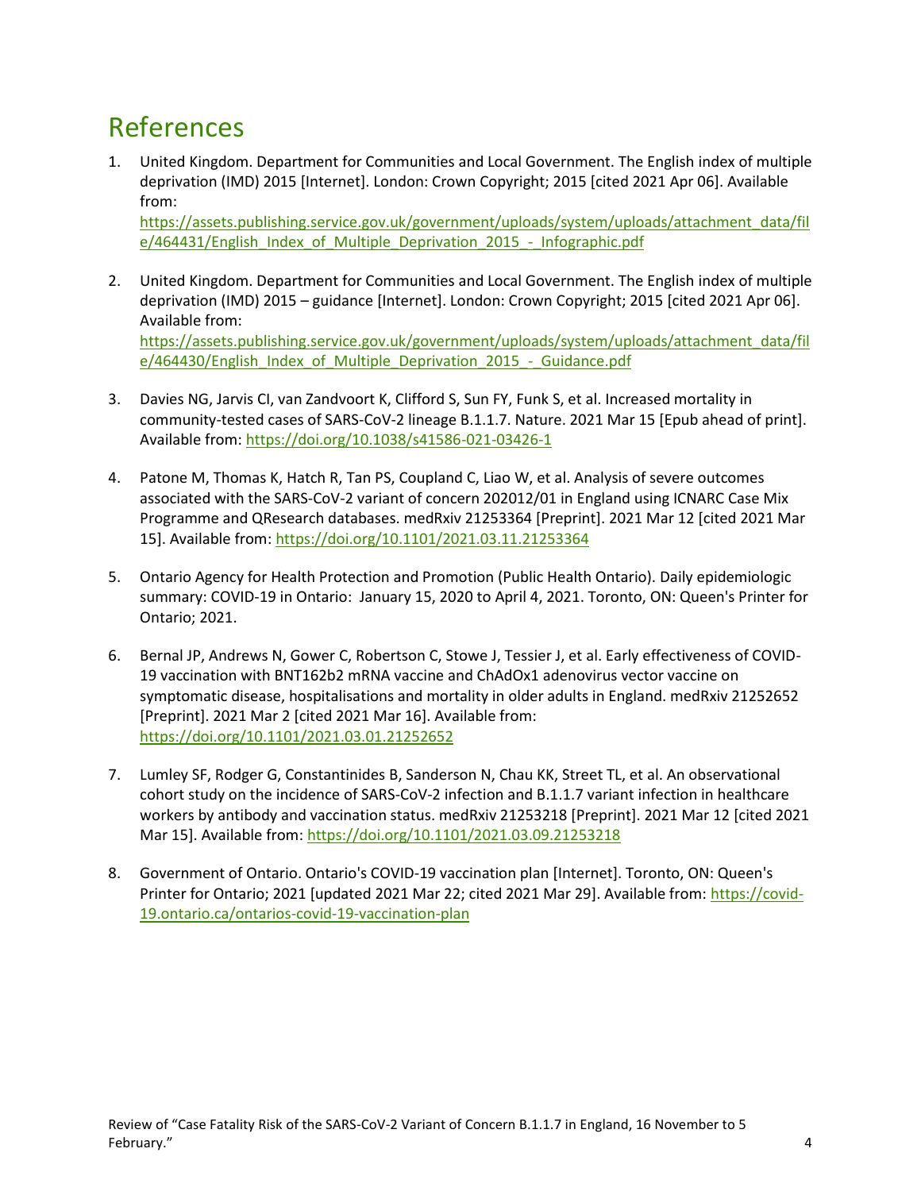# References

1. United Kingdom. Department for Communities and Local Government. The English index of multiple deprivation (IMD) 2015 [Internet]. London: Crown Copyright; 2015 [cited 2021 Apr 06]. Available from: https://assets.publishing.service.gov.uk/government/uploads/system/uploads/attachment_data/file/464431/English_Index_of_Multiple_Deprivation_2015_-_Infographic.pdf

2. United Kingdom. Department for Communities and Local Government. The English index of multiple deprivation (IMD) 2015 – guidance [Internet]. London: Crown Copyright; 2015 [cited 2021 Apr 06]. Available from: https://assets.publishing.service.gov.uk/government/uploads/system/uploads/attachment_data/file/464430/English_Index_of_Multiple_Deprivation_2015_-_Guidance.pdf

3. Davies NG, Jarvis CI, van Zandvoort K, Clifford S, Sun FY, Funk S, et al. Increased mortality in community-tested cases of SARS-CoV-2 lineage B.1.1.7. Nature. 2021 Mar 15 [Epub ahead of print]. Available from: https://doi.org/10.1038/s41586-021-03426-1

4. Patone M, Thomas K, Hatch R, Tan PS, Coupland C, Liao W, et al. Analysis of severe outcomes associated with the SARS-CoV-2 variant of concern 202012/01 in England using ICNARC Case Mix Programme and QResearch databases. medRxiv 21253364 [Preprint]. 2021 Mar 12 [cited 2021 Mar 15]. Available from: https://doi.org/10.1101/2021.03.11.21253364

5. Ontario Agency for Health Protection and Promotion (Public Health Ontario). Daily epidemiologic summary: COVID-19 in Ontario: January 15, 2020 to April 4, 2021. Toronto, ON: Queen's Printer for Ontario; 2021.

6. Bernal JP, Andrews N, Gower C, Robertson C, Stowe J, Tessier J, et al. Early effectiveness of COVID-19 vaccination with BNT162b2 mRNA vaccine and ChAdOx1 adenovirus vector vaccine on symptomatic disease, hospitalisations and mortality in older adults in England. medRxiv 21252652 [Preprint]. 2021 Mar 2 [cited 2021 Mar 16]. Available from: https://doi.org/10.1101/2021.03.01.21252652

7. Lumley SF, Rodger G, Constantinides B, Sanderson N, Chau KK, Street TL, et al. An observational cohort study on the incidence of SARS-CoV-2 infection and B.1.1.7 variant infection in healthcare workers by antibody and vaccination status. medRxiv 21253218 [Preprint]. 2021 Mar 12 [cited 2021 Mar 15]. Available from: https://doi.org/10.1101/2021.03.09.21253218

8. Government of Ontario. Ontario's COVID-19 vaccination plan [Internet]. Toronto, ON: Queen's Printer for Ontario; 2021 [updated 2021 Mar 22; cited 2021 Mar 29]. Available from: https://covid-19.ontario.ca/ontarios-covid-19-vaccination-plan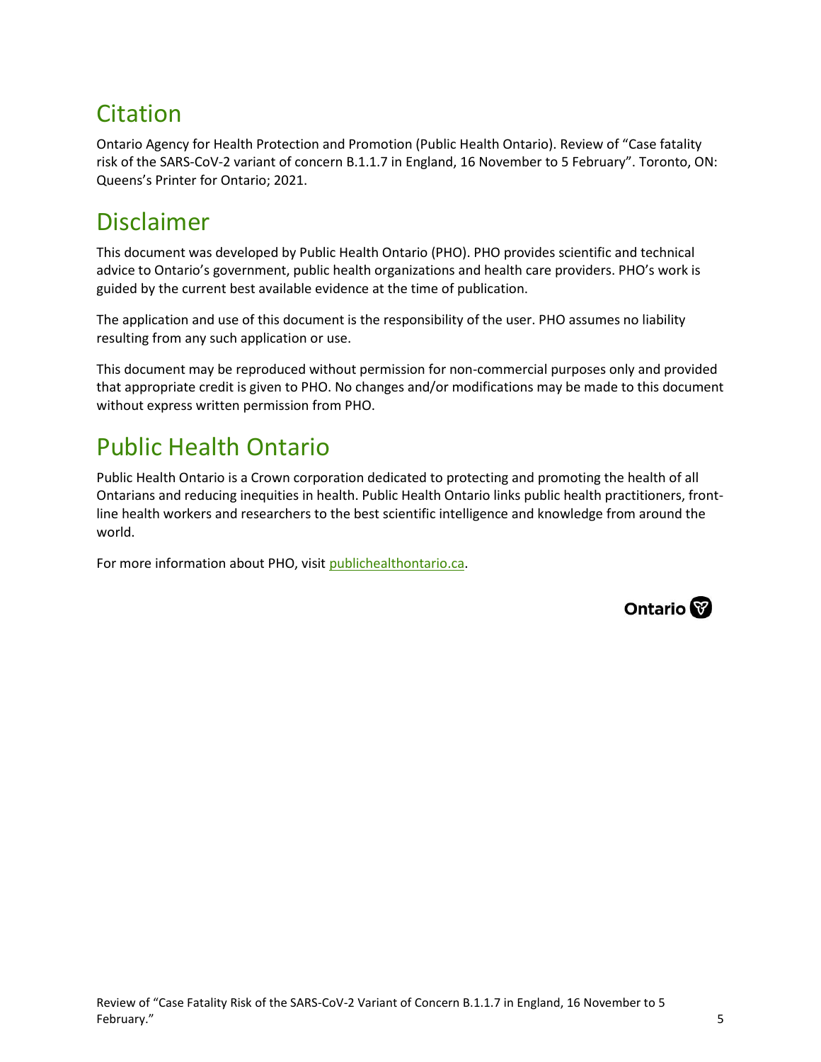# Citation

Ontario Agency for Health Protection and Promotion (Public Health Ontario). Review of "Case fatality risk of the SARS-CoV-2 variant of concern B.1.1.7 in England, 16 November to 5 February". Toronto, ON: Queens's Printer for Ontario; 2021.

# Disclaimer

This document was developed by Public Health Ontario (PHO). PHO provides scientific and technical advice to Ontario's government, public health organizations and health care providers. PHO's work is guided by the current best available evidence at the time of publication.

The application and use of this document is the responsibility of the user. PHO assumes no liability resulting from any such application or use.

This document may be reproduced without permission for non-commercial purposes only and provided that appropriate credit is given to PHO. No changes and/or modifications may be made to this document without express written permission from PHO.

# Public Health Ontario

Public Health Ontario is a Crown corporation dedicated to protecting and promoting the health of all Ontarians and reducing inequities in health. Public Health Ontario links public health practitioners, front-line health workers and researchers to the best scientific intelligence and knowledge from around the world.

For more information about PHO, visit publichealthontario.ca.

Ontario